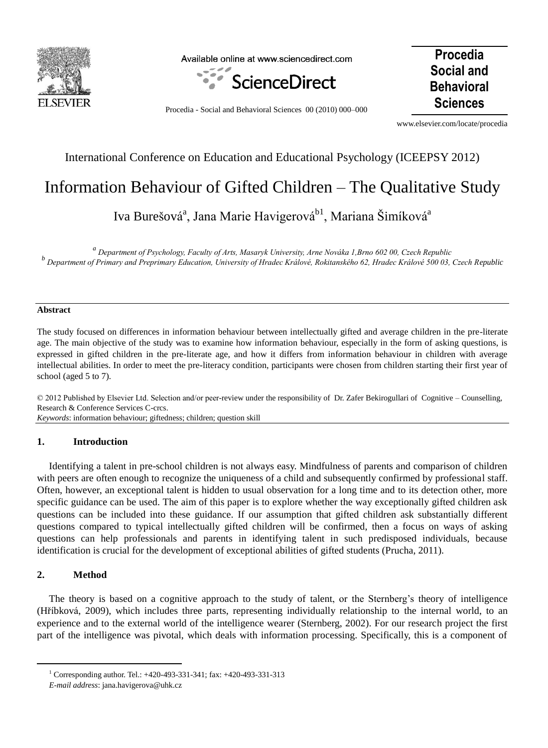International Conference on Education and Educational Psychology (ICEEPSY 2012)

# Information Behaviour of Gifted Children – The Qualitative Study

Iva Burešová[a], Jana Marie Havigerová[b1], Mariana Šimíková[a]

[a] *Department of Psychology, Faculty of Arts, Masaryk University, Arne Nováka 1,Brno 602 00, Czech Republic*

[b] *Department of Primary and Preprimary Education, University of Hradec Králové, Rokitanského 62, Hradec Králové 500 03, Czech Republic*

---

**Abstract**

The study focused on differences in information behaviour between intellectually gifted and average children in the pre-literate age. The main objective of the study was to examine how information behaviour, especially in the form of asking questions, is expressed in gifted children in the pre-literate age, and how it differs from information behaviour in children with average intellectual abilities. In order to meet the pre-literacy condition, participants were chosen from children starting their first year of school (aged 5 to 7).

© 2012 Published by Elsevier Ltd. Selection and/or peer-review under the responsibility of Dr. Zafer Bekirogullari of Cognitive – Counselling, Research & Conference Services C-crcs.

*Keywords*: information behaviour; giftedness; children; question skill

---

## 1. Introduction

Identifying a talent in pre-school children is not always easy. Mindfulness of parents and comparison of children with peers are often enough to recognize the uniqueness of a child and subsequently confirmed by professional staff. Often, however, an exceptional talent is hidden to usual observation for a long time and to its detection other, more specific guidance can be used. The aim of this paper is to explore whether the way exceptionally gifted children ask questions can be included into these guidance. If our assumption that gifted children ask substantially different questions compared to typical intellectually gifted children will be confirmed, then a focus on ways of asking questions can help professionals and parents in identifying talent in such predisposed individuals, because identification is crucial for the development of exceptional abilities of gifted students (Prucha, 2011).

## 2. Method

The theory is based on a cognitive approach to the study of talent, or the Sternberg's theory of intelligence (Hříbková, 2009), which includes three parts, representing individually relationship to the internal world, to an experience and to the external world of the intelligence wearer (Sternberg, 2002). For our research project the first part of the intelligence was pivotal, which deals with information processing. Specifically, this is a component of

---

[1] Corresponding author. Tel.: +420-493-331-341; fax: +420-493-331-313
*E-mail address*: jana.havigerova@uhk.cz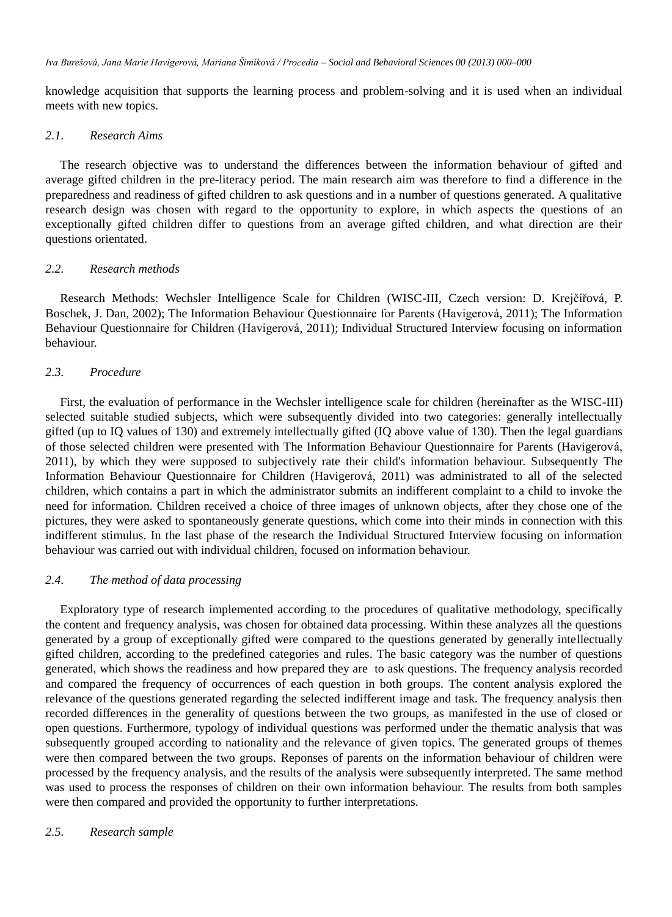knowledge acquisition that supports the learning process and problem-solving and it is used when an individual meets with new topics.

### *2.1. Research Aims*

The research objective was to understand the differences between the information behaviour of gifted and average gifted children in the pre-literacy period. The main research aim was therefore to find a difference in the preparedness and readiness of gifted children to ask questions and in a number of questions generated. A qualitative research design was chosen with regard to the opportunity to explore, in which aspects the questions of an exceptionally gifted children differ to questions from an average gifted children, and what direction are their questions orientated.

### *2.2. Research methods*

Research Methods: Wechsler Intelligence Scale for Children (WISC-III, Czech version: D. Krejčířová, P. Boschek, J. Dan, 2002); The Information Behaviour Questionnaire for Parents (Havigerová, 2011); The Information Behaviour Questionnaire for Children (Havigerová, 2011); Individual Structured Interview focusing on information behaviour.

### *2.3. Procedure*

First, the evaluation of performance in the Wechsler intelligence scale for children (hereinafter as the WISC-III) selected suitable studied subjects, which were subsequently divided into two categories: generally intellectually gifted (up to IQ values of 130) and extremely intellectually gifted (IQ above value of 130). Then the legal guardians of those selected children were presented with The Information Behaviour Questionnaire for Parents (Havigerová, 2011), by which they were supposed to subjectively rate their child's information behaviour. Subsequently The Information Behaviour Questionnaire for Children (Havigerová, 2011) was administrated to all of the selected children, which contains a part in which the administrator submits an indifferent complaint to a child to invoke the need for information. Children received a choice of three images of unknown objects, after they chose one of the pictures, they were asked to spontaneously generate questions, which come into their minds in connection with this indifferent stimulus. In the last phase of the research the Individual Structured Interview focusing on information behaviour was carried out with individual children, focused on information behaviour.

### *2.4. The method of data processing*

Exploratory type of research implemented according to the procedures of qualitative methodology, specifically the content and frequency analysis, was chosen for obtained data processing. Within these analyzes all the questions generated by a group of exceptionally gifted were compared to the questions generated by generally intellectually gifted children, according to the predefined categories and rules. The basic category was the number of questions generated, which shows the readiness and how prepared they are to ask questions. The frequency analysis recorded and compared the frequency of occurrences of each question in both groups. The content analysis explored the relevance of the questions generated regarding the selected indifferent image and task. The frequency analysis then recorded differences in the generality of questions between the two groups, as manifested in the use of closed or open questions. Furthermore, typology of individual questions was performed under the thematic analysis that was subsequently grouped according to nationality and the relevance of given topics. The generated groups of themes were then compared between the two groups. Reponses of parents on the information behaviour of children were processed by the frequency analysis, and the results of the analysis were subsequently interpreted. The same method was used to process the responses of children on their own information behaviour. The results from both samples were then compared and provided the opportunity to further interpretations.

### *2.5. Research sample*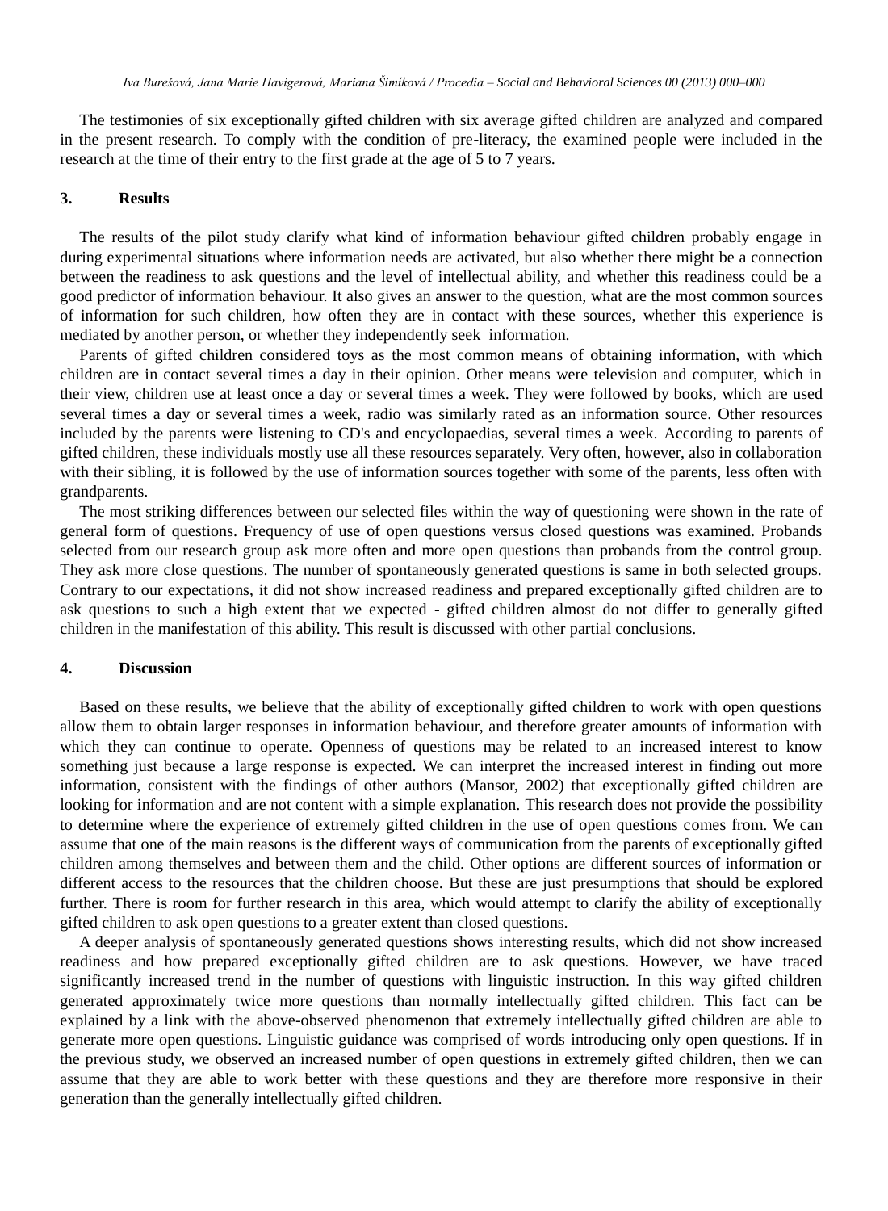The testimonies of six exceptionally gifted children with six average gifted children are analyzed and compared in the present research. To comply with the condition of pre-literacy, the examined people were included in the research at the time of their entry to the first grade at the age of 5 to 7 years.

## 3. Results

The results of the pilot study clarify what kind of information behaviour gifted children probably engage in during experimental situations where information needs are activated, but also whether there might be a connection between the readiness to ask questions and the level of intellectual ability, and whether this readiness could be a good predictor of information behaviour. It also gives an answer to the question, what are the most common sources of information for such children, how often they are in contact with these sources, whether this experience is mediated by another person, or whether they independently seek information.

Parents of gifted children considered toys as the most common means of obtaining information, with which children are in contact several times a day in their opinion. Other means were television and computer, which in their view, children use at least once a day or several times a week. They were followed by books, which are used several times a day or several times a week, radio was similarly rated as an information source. Other resources included by the parents were listening to CD's and encyclopaedias, several times a week. According to parents of gifted children, these individuals mostly use all these resources separately. Very often, however, also in collaboration with their sibling, it is followed by the use of information sources together with some of the parents, less often with grandparents.

The most striking differences between our selected files within the way of questioning were shown in the rate of general form of questions. Frequency of use of open questions versus closed questions was examined. Probands selected from our research group ask more often and more open questions than probands from the control group. They ask more close questions. The number of spontaneously generated questions is same in both selected groups. Contrary to our expectations, it did not show increased readiness and prepared exceptionally gifted children are to ask questions to such a high extent that we expected - gifted children almost do not differ to generally gifted children in the manifestation of this ability. This result is discussed with other partial conclusions.

## 4. Discussion

Based on these results, we believe that the ability of exceptionally gifted children to work with open questions allow them to obtain larger responses in information behaviour, and therefore greater amounts of information with which they can continue to operate. Openness of questions may be related to an increased interest to know something just because a large response is expected. We can interpret the increased interest in finding out more information, consistent with the findings of other authors (Mansor, 2002) that exceptionally gifted children are looking for information and are not content with a simple explanation. This research does not provide the possibility to determine where the experience of extremely gifted children in the use of open questions comes from. We can assume that one of the main reasons is the different ways of communication from the parents of exceptionally gifted children among themselves and between them and the child. Other options are different sources of information or different access to the resources that the children choose. But these are just presumptions that should be explored further. There is room for further research in this area, which would attempt to clarify the ability of exceptionally gifted children to ask open questions to a greater extent than closed questions.

A deeper analysis of spontaneously generated questions shows interesting results, which did not show increased readiness and how prepared exceptionally gifted children are to ask questions. However, we have traced significantly increased trend in the number of questions with linguistic instruction. In this way gifted children generated approximately twice more questions than normally intellectually gifted children. This fact can be explained by a link with the above-observed phenomenon that extremely intellectually gifted children are able to generate more open questions. Linguistic guidance was comprised of words introducing only open questions. If in the previous study, we observed an increased number of open questions in extremely gifted children, then we can assume that they are able to work better with these questions and they are therefore more responsive in their generation than the generally intellectually gifted children.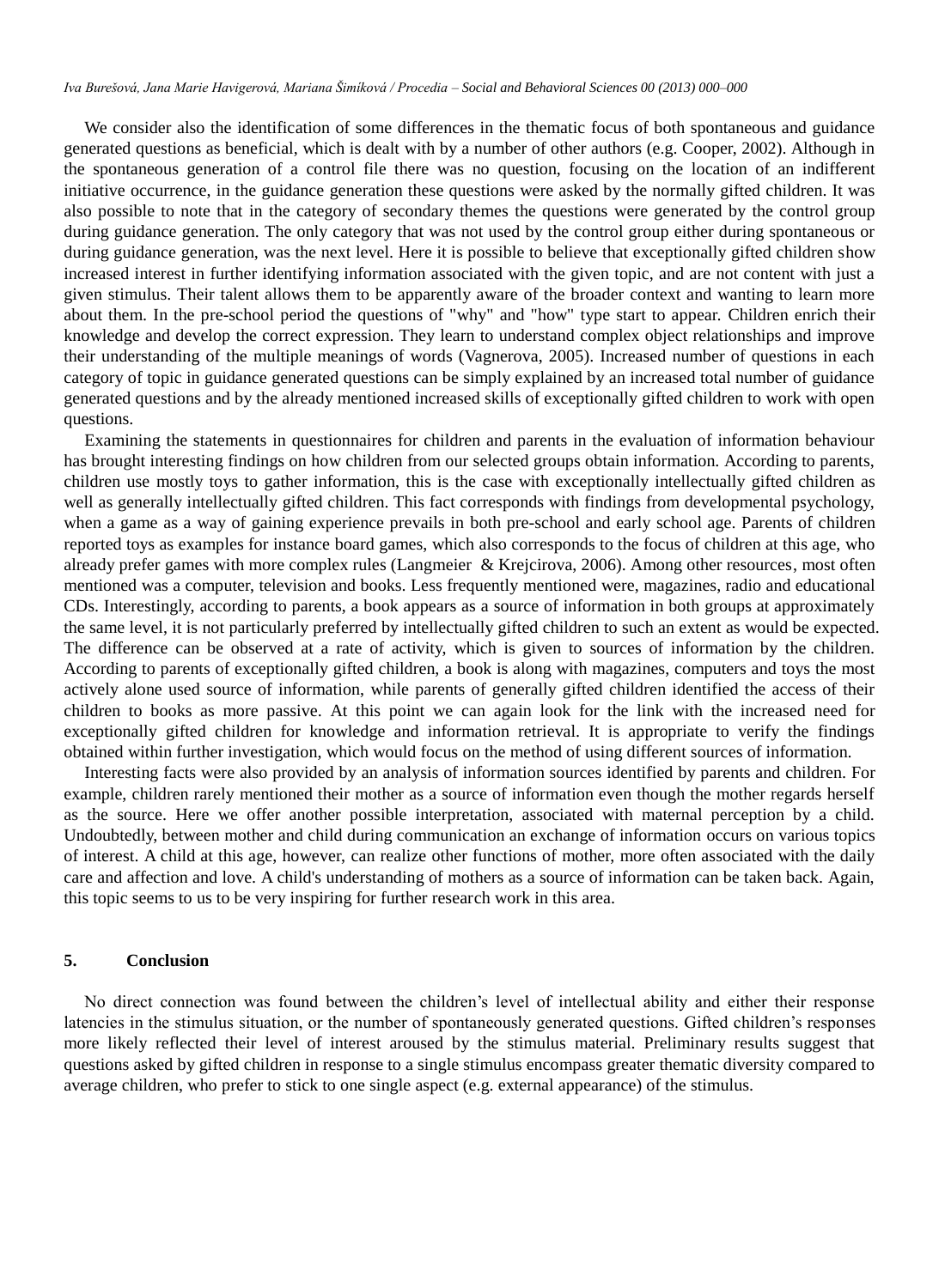We consider also the identification of some differences in the thematic focus of both spontaneous and guidance generated questions as beneficial, which is dealt with by a number of other authors (e.g. Cooper, 2002). Although in the spontaneous generation of a control file there was no question, focusing on the location of an indifferent initiative occurrence, in the guidance generation these questions were asked by the normally gifted children. It was also possible to note that in the category of secondary themes the questions were generated by the control group during guidance generation. The only category that was not used by the control group either during spontaneous or during guidance generation, was the next level. Here it is possible to believe that exceptionally gifted children show increased interest in further identifying information associated with the given topic, and are not content with just a given stimulus. Their talent allows them to be apparently aware of the broader context and wanting to learn more about them. In the pre-school period the questions of "why" and "how" type start to appear. Children enrich their knowledge and develop the correct expression. They learn to understand complex object relationships and improve their understanding of the multiple meanings of words (Vagnerova, 2005). Increased number of questions in each category of topic in guidance generated questions can be simply explained by an increased total number of guidance generated questions and by the already mentioned increased skills of exceptionally gifted children to work with open questions.

Examining the statements in questionnaires for children and parents in the evaluation of information behaviour has brought interesting findings on how children from our selected groups obtain information. According to parents, children use mostly toys to gather information, this is the case with exceptionally intellectually gifted children as well as generally intellectually gifted children. This fact corresponds with findings from developmental psychology, when a game as a way of gaining experience prevails in both pre-school and early school age. Parents of children reported toys as examples for instance board games, which also corresponds to the focus of children at this age, who already prefer games with more complex rules (Langmeier & Krejcirova, 2006). Among other resources, most often mentioned was a computer, television and books. Less frequently mentioned were, magazines, radio and educational CDs. Interestingly, according to parents, a book appears as a source of information in both groups at approximately the same level, it is not particularly preferred by intellectually gifted children to such an extent as would be expected. The difference can be observed at a rate of activity, which is given to sources of information by the children. According to parents of exceptionally gifted children, a book is along with magazines, computers and toys the most actively alone used source of information, while parents of generally gifted children identified the access of their children to books as more passive. At this point we can again look for the link with the increased need for exceptionally gifted children for knowledge and information retrieval. It is appropriate to verify the findings obtained within further investigation, which would focus on the method of using different sources of information.

Interesting facts were also provided by an analysis of information sources identified by parents and children. For example, children rarely mentioned their mother as a source of information even though the mother regards herself as the source. Here we offer another possible interpretation, associated with maternal perception by a child. Undoubtedly, between mother and child during communication an exchange of information occurs on various topics of interest. A child at this age, however, can realize other functions of mother, more often associated with the daily care and affection and love. A child's understanding of mothers as a source of information can be taken back. Again, this topic seems to us to be very inspiring for further research work in this area.

## 5. Conclusion

No direct connection was found between the children's level of intellectual ability and either their response latencies in the stimulus situation, or the number of spontaneously generated questions. Gifted children's responses more likely reflected their level of interest aroused by the stimulus material. Preliminary results suggest that questions asked by gifted children in response to a single stimulus encompass greater thematic diversity compared to average children, who prefer to stick to one single aspect (e.g. external appearance) of the stimulus.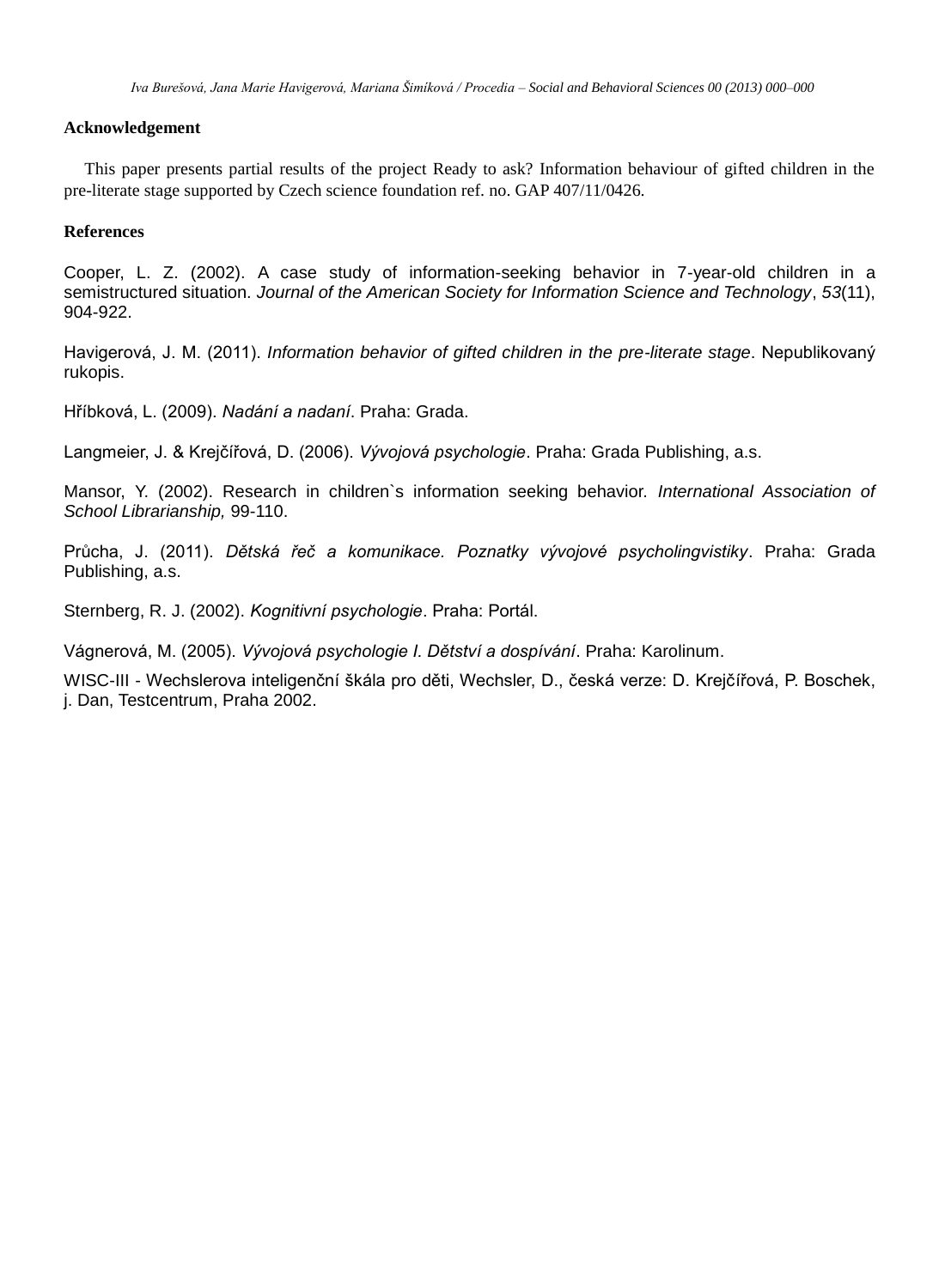## Acknowledgement

This paper presents partial results of the project Ready to ask? Information behaviour of gifted children in the pre-literate stage supported by Czech science foundation ref. no. GAP 407/11/0426.

## References

Cooper, L. Z. (2002). A case study of information-seeking behavior in 7-year-old children in a semistructured situation. *Journal of the American Society for Information Science and Technology*, *53*(11), 904-922.

Havigerová, J. M. (2011). *Information behavior of gifted children in the pre-literate stage*. Nepublikovaný rukopis.

Hříbková, L. (2009). *Nadání a nadaní*. Praha: Grada.

Langmeier, J. & Krejčířová, D. (2006). *Vývojová psychologie*. Praha: Grada Publishing, a.s.

Mansor, Y. (2002). Research in children`s information seeking behavior. *International Association of School Librarianship,* 99-110.

Průcha, J. (2011). *Dětská řeč a komunikace. Poznatky vývojové psycholingvistiky*. Praha: Grada Publishing, a.s.

Sternberg, R. J. (2002). *Kognitivní psychologie*. Praha: Portál.

Vágnerová, M. (2005). *Vývojová psychologie I. Dětství a dospívání*. Praha: Karolinum.

WISC-III - Wechslerova inteligenční škála pro děti, Wechsler, D., česká verze: D. Krejčířová, P. Boschek, j. Dan, Testcentrum, Praha 2002.